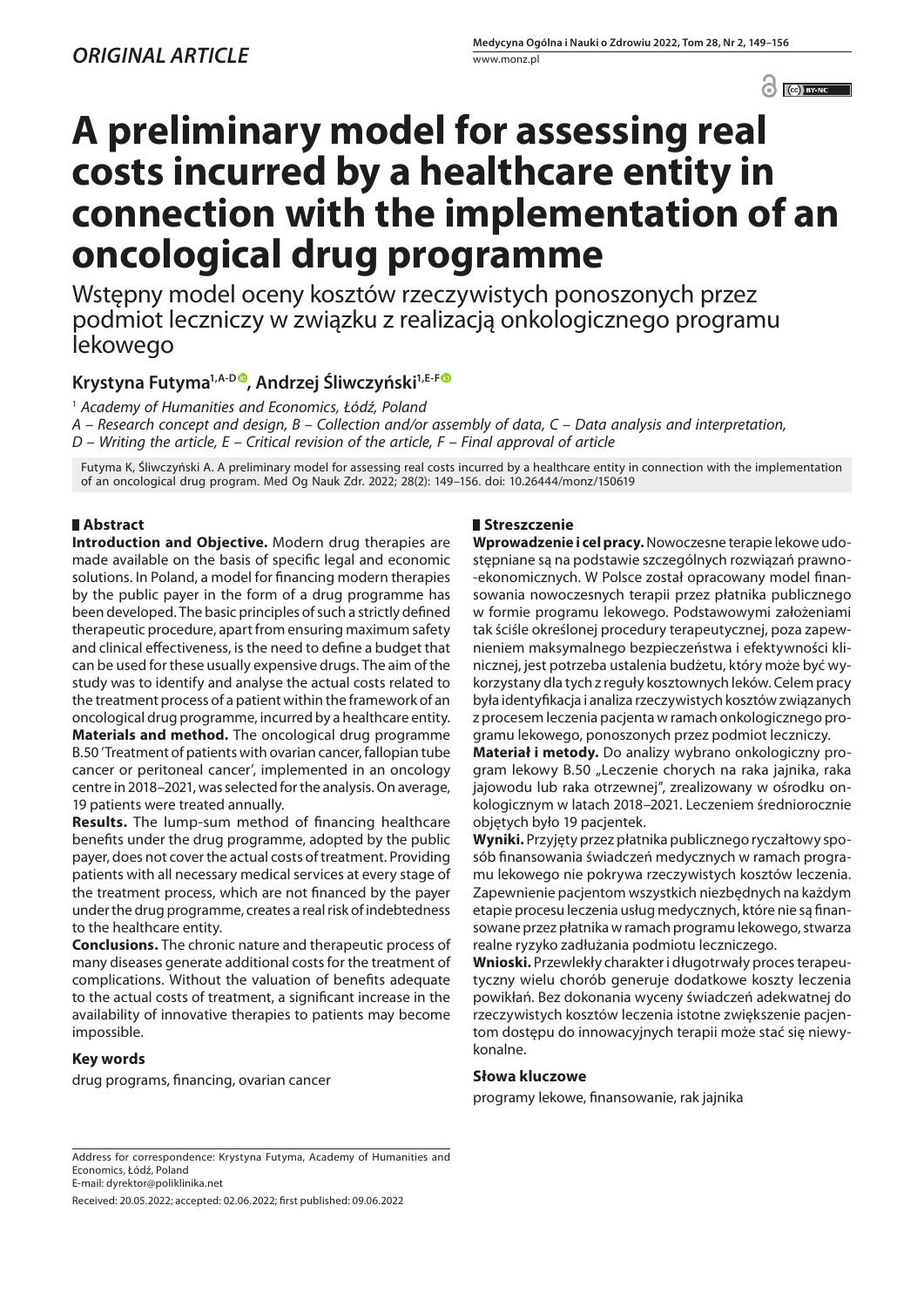*ORIGINAL ARTICLE*

# A preliminary model for assessing real costs incurred by a healthcare entity in connection with the implementation of an oncological drug programme

Wstępny model oceny kosztów rzeczywistych ponoszonych przez podmiot leczniczy w związku z realizacją onkologicznego programu lekowego

**Krystyna Futyma[1,A-D], Andrzej Śliwczyński[1,E-F]**

[1] *Academy of Humanities and Economics, Łódź, Poland*

*A – Research concept and design, B – Collection and/or assembly of data, C – Data analysis and interpretation, D – Writing the article, E – Critical revision of the article, F – Final approval of article*

Futyma K, Śliwczyński A. A preliminary model for assessing real costs incurred by a healthcare entity in connection with the implementation of an oncological drug program. Med Og Nauk Zdr. 2022; 28(2): 149–156. doi: 10.26444/monz/150619

## Abstract

**Introduction and Objective.** Modern drug therapies are made available on the basis of specific legal and economic solutions. In Poland, a model for financing modern therapies by the public payer in the form of a drug programme has been developed. The basic principles of such a strictly defined therapeutic procedure, apart from ensuring maximum safety and clinical effectiveness, is the need to define a budget that can be used for these usually expensive drugs. The aim of the study was to identify and analyse the actual costs related to the treatment process of a patient within the framework of an oncological drug programme, incurred by a healthcare entity.

**Materials and method.** The oncological drug programme B.50 'Treatment of patients with ovarian cancer, fallopian tube cancer or peritoneal cancer', implemented in an oncology centre in 2018–2021, was selected for the analysis. On average, 19 patients were treated annually.

**Results.** The lump-sum method of financing healthcare benefits under the drug programme, adopted by the public payer, does not cover the actual costs of treatment. Providing patients with all necessary medical services at every stage of the treatment process, which are not financed by the payer under the drug programme, creates a real risk of indebtedness to the healthcare entity.

**Conclusions.** The chronic nature and therapeutic process of many diseases generate additional costs for the treatment of complications. Without the valuation of benefits adequate to the actual costs of treatment, a significant increase in the availability of innovative therapies to patients may become impossible.

### Key words

drug programs, financing, ovarian cancer

## Streszczenie

**Wprowadzenie i cel pracy.** Nowoczesne terapie lekowe udostępniane są na podstawie szczególnych rozwiązań prawno-ekonomicznych. W Polsce został opracowany model finansowania nowoczesnych terapii przez płatnika publicznego w formie programu lekowego. Podstawowymi założeniami tak ściśle określonej procedury terapeutycznej, poza zapewnieniem maksymalnego bezpieczeństwa i efektywności klinicznej, jest potrzeba ustalenia budżetu, który może być wykorzystany dla tych z reguły kosztownych leków. Celem pracy była identyfikacja i analiza rzeczywistych kosztów związanych z procesem leczenia pacjenta w ramach onkologicznego programu lekowego, ponoszonych przez podmiot leczniczy.

**Materiał i metody.** Do analizy wybrano onkologiczny program lekowy B.50 „Leczenie chorych na raka jajnika, raka jajowodu lub raka otrzewnej", zrealizowany w ośrodku onkologicznym w latach 2018–2021. Leczeniem średniorocznie objętych było 19 pacjentek.

**Wyniki.** Przyjęty przez płatnika publicznego ryczałtowy sposób finansowania świadczeń medycznych w ramach programu lekowego nie pokrywa rzeczywistych kosztów leczenia. Zapewnienie pacjentom wszystkich niezbędnych na każdym etapie procesu leczenia usług medycznych, które nie są finansowane przez płatnika w ramach programu lekowego, stwarza realne ryzyko zadłużania podmiotu leczniczego.

**Wnioski.** Przewlekły charakter i długotrwały proces terapeutyczny wielu chorób generuje dodatkowe koszty leczenia powikłań. Bez dokonania wyceny świadczeń adekwatnej do rzeczywistych kosztów leczenia istotne zwiększenie pacjentom dostępu do innowacyjnych terapii może stać się niewykonalne.

### Słowa kluczowe

programy lekowe, finansowanie, rak jajnika

Address for correspondence: Krystyna Futyma, Academy of Humanities and Economics, Łódź, Poland
E-mail: dyrektor@poliklinika.net

Received: 20.05.2022; accepted: 02.06.2022; first published: 09.06.2022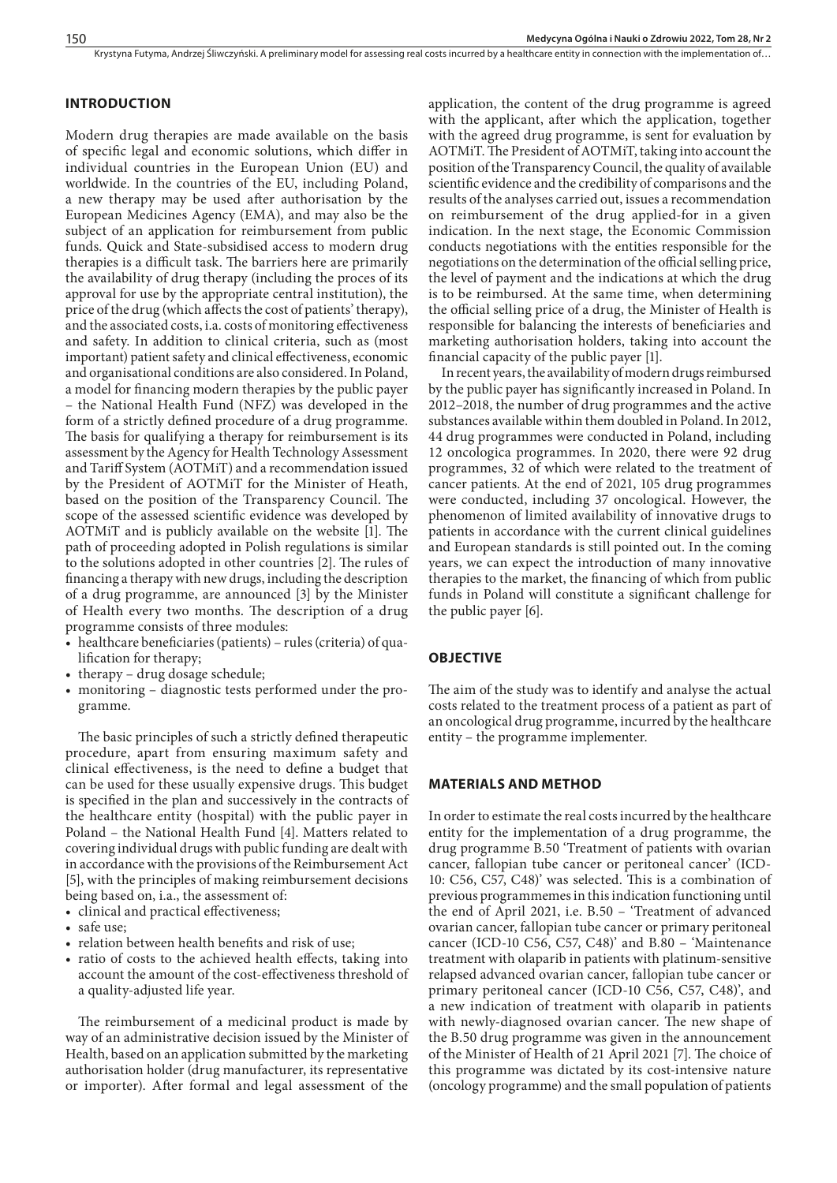## INTRODUCTION

Modern drug therapies are made available on the basis of specific legal and economic solutions, which differ in individual countries in the European Union (EU) and worldwide. In the countries of the EU, including Poland, a new therapy may be used after authorisation by the European Medicines Agency (EMA), and may also be the subject of an application for reimbursement from public funds. Quick and State-subsidised access to modern drug therapies is a difficult task. The barriers here are primarily the availability of drug therapy (including the proces of its approval for use by the appropriate central institution), the price of the drug (which affects the cost of patients' therapy), and the associated costs, i.a. costs of monitoring effectiveness and safety. In addition to clinical criteria, such as (most important) patient safety and clinical effectiveness, economic and organisational conditions are also considered. In Poland, a model for financing modern therapies by the public payer – the National Health Fund (NFZ) was developed in the form of a strictly defined procedure of a drug programme. The basis for qualifying a therapy for reimbursement is its assessment by the Agency for Health Technology Assessment and Tariff System (AOTMiT) and a recommendation issued by the President of AOTMiT for the Minister of Heath, based on the position of the Transparency Council. The scope of the assessed scientific evidence was developed by AOTMiT and is publicly available on the website [1]. The path of proceeding adopted in Polish regulations is similar to the solutions adopted in other countries [2]. The rules of financing a therapy with new drugs, including the description of a drug programme, are announced [3] by the Minister of Health every two months. The description of a drug programme consists of three modules:

- healthcare beneficiaries (patients) – rules (criteria) of qualification for therapy;
- therapy – drug dosage schedule;
- monitoring – diagnostic tests performed under the programme.

The basic principles of such a strictly defined therapeutic procedure, apart from ensuring maximum safety and clinical effectiveness, is the need to define a budget that can be used for these usually expensive drugs. This budget is specified in the plan and successively in the contracts of the healthcare entity (hospital) with the public payer in Poland – the National Health Fund [4]. Matters related to covering individual drugs with public funding are dealt with in accordance with the provisions of the Reimbursement Act [5], with the principles of making reimbursement decisions being based on, i.a., the assessment of:

- clinical and practical effectiveness;
- safe use;
- relation between health benefits and risk of use;
- ratio of costs to the achieved health effects, taking into account the amount of the cost-effectiveness threshold of a quality-adjusted life year.

The reimbursement of a medicinal product is made by way of an administrative decision issued by the Minister of Health, based on an application submitted by the marketing authorisation holder (drug manufacturer, its representative or importer). After formal and legal assessment of the application, the content of the drug programme is agreed with the applicant, after which the application, together with the agreed drug programme, is sent for evaluation by AOTMiT. The President of AOTMiT, taking into account the position of the Transparency Council, the quality of available scientific evidence and the credibility of comparisons and the results of the analyses carried out, issues a recommendation on reimbursement of the drug applied-for in a given indication. In the next stage, the Economic Commission conducts negotiations with the entities responsible for the negotiations on the determination of the official selling price, the level of payment and the indications at which the drug is to be reimbursed. At the same time, when determining the official selling price of a drug, the Minister of Health is responsible for balancing the interests of beneficiaries and marketing authorisation holders, taking into account the financial capacity of the public payer [1].

In recent years, the availability of modern drugs reimbursed by the public payer has significantly increased in Poland. In 2012–2018, the number of drug programmes and the active substances available within them doubled in Poland. In 2012, 44 drug programmes were conducted in Poland, including 12 oncologica programmes. In 2020, there were 92 drug programmes, 32 of which were related to the treatment of cancer patients. At the end of 2021, 105 drug programmes were conducted, including 37 oncological. However, the phenomenon of limited availability of innovative drugs to patients in accordance with the current clinical guidelines and European standards is still pointed out. In the coming years, we can expect the introduction of many innovative therapies to the market, the financing of which from public funds in Poland will constitute a significant challenge for the public payer [6].

## OBJECTIVE

The aim of the study was to identify and analyse the actual costs related to the treatment process of a patient as part of an oncological drug programme, incurred by the healthcare entity – the programme implementer.

## MATERIALS AND METHOD

In order to estimate the real costs incurred by the healthcare entity for the implementation of a drug programme, the drug programme B.50 'Treatment of patients with ovarian cancer, fallopian tube cancer or peritoneal cancer' (ICD-10: C56, C57, C48)' was selected. This is a combination of previous programmemes in this indication functioning until the end of April 2021, i.e. B.50 – 'Treatment of advanced ovarian cancer, fallopian tube cancer or primary peritoneal cancer (ICD-10 C56, C57, C48)' and B.80 – 'Maintenance treatment with olaparib in patients with platinum-sensitive relapsed advanced ovarian cancer, fallopian tube cancer or primary peritoneal cancer (ICD-10 C56, C57, C48)', and a new indication of treatment with olaparib in patients with newly-diagnosed ovarian cancer. The new shape of the B.50 drug programme was given in the announcement of the Minister of Health of 21 April 2021 [7]. The choice of this programme was dictated by its cost-intensive nature (oncology programme) and the small population of patients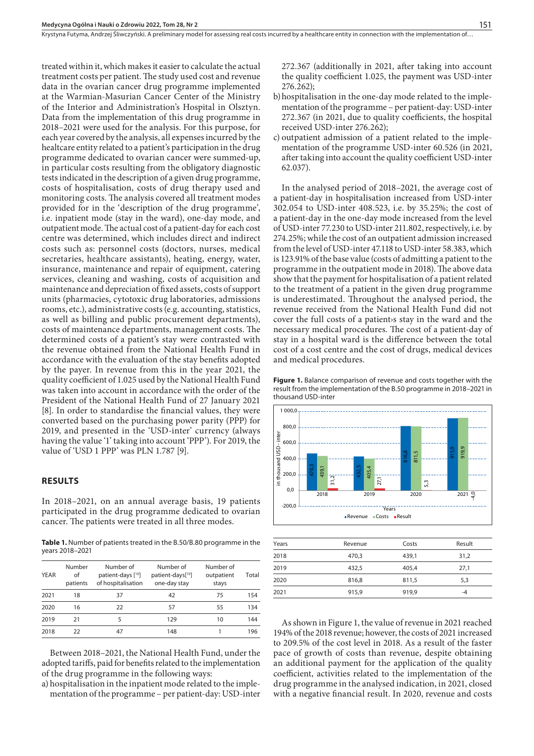treated within it, which makes it easier to calculate the actual treatment costs per patient. The study used cost and revenue data in the ovarian cancer drug programme implemented at the Warmian-Masurian Cancer Center of the Ministry of the Interior and Administration's Hospital in Olsztyn. Data from the implementation of this drug programme in 2018–2021 were used for the analysis. For this purpose, for each year covered by the analysis, all expenses incurred by the healtcare entity related to a patient's participation in the drug programme dedicated to ovarian cancer were summed-up, in particular costs resulting from the obligatory diagnostic tests indicated in the description of a given drug programme, costs of hospitalisation, costs of drug therapy used and monitoring costs. The analysis covered all treatment modes provided for in the 'description of the drug programme', i.e. inpatient mode (stay in the ward), one-day mode, and outpatient mode. The actual cost of a patient-day for each cost centre was determined, which includes direct and indirect costs such as: personnel costs (doctors, nurses, medical secretaries, healthcare assistants), heating, energy, water, insurance, maintenance and repair of equipment, catering services, cleaning and washing, costs of acquisition and maintenance and depreciation of fixed assets, costs of support units (pharmacies, cytotoxic drug laboratories, admissions rooms, etc.), administrative costs (e.g. accounting, statistics, as well as billing and public procurement departments), costs of maintenance departments, management costs. The determined costs of a patient's stay were contrasted with the revenue obtained from the National Health Fund in accordance with the evaluation of the stay benefits adopted by the payer. In revenue from this in the year 2021, the quality coefficient of 1.025 used by the National Health Fund was taken into account in accordance with the order of the President of the National Health Fund of 27 January 2021 [8]. In order to standardise the financial values, they were converted based on the purchasing power parity (PPP) for 2019, and presented in the 'USD-inter' currency (always having the value '1' taking into account 'PPP'). For 2019, the value of 'USD 1 PPP' was PLN 1.787 [9].

## RESULTS

In 2018–2021, on an annual average basis, 19 patients participated in the drug programme dedicated to ovarian cancer. The patients were treated in all three modes.

**Table 1.** Number of patients treated in the B.50/B.80 programme in the years 2018–2021

| YEAR | Number of patients | Number of patient-days [10] of hospitalisation | Number of patient-days[10] one-day stay | Number of outpatient stays | Total |
|---|---|---|---|---|---|
| 2021 | 18 | 37 | 42 | 75 | 154 |
| 2020 | 16 | 22 | 57 | 55 | 134 |
| 2019 | 21 | 5 | 129 | 10 | 144 |
| 2018 | 22 | 47 | 148 | 1 | 196 |

Between 2018–2021, the National Health Fund, under the adopted tariffs, paid for benefits related to the implementation of the drug programme in the following ways:

a) hospitalisation in the inpatient mode related to the implementation of the programme – per patient-day: USD-inter 272.367 (additionally in 2021, after taking into account the quality coefficient 1.025, the payment was USD-inter 276.262);
b) hospitalisation in the one-day mode related to the implementation of the programme – per patient-day: USD-inter 272.367 (in 2021, due to quality coefficients, the hospital received USD-inter 276.262);
c) outpatient admission of a patient related to the implementation of the programme USD-inter 60.526 (in 2021, after taking into account the quality coefficient USD-inter 62.037).

In the analysed period of 2018–2021, the average cost of a patient-day in hospitalisation increased from USD-inter 302.054 to USD-inter 408.523, i.e. by 35.25%; the cost of a patient-day in the one-day mode increased from the level of USD-inter 77.230 to USD-inter 211.802, respectively, i.e. by 274.25%; while the cost of an outpatient admission increased from the level of USD-inter 47.118 to USD-inter 58.383, which is 123.91% of the base value (costs of admitting a patient to the programme in the outpatient mode in 2018). The above data show that the payment for hospitalisation of a patient related to the treatment of a patient in the given drug programme is underestimated. Throughout the analysed period, the revenue received from the National Health Fund did not cover the full costs of a patient›s stay in the ward and the necessary medical procedures. The cost of a patient-day of stay in a hospital ward is the difference between the total cost of a cost centre and the cost of drugs, medical devices and medical procedures.

**Figure 1.** Balance comparison of revenue and costs together with the result from the implementation of the B.50 programme in 2018–2021 in thousand USD-inter

| Years | Revenue | Costs | Result |
|---|---|---|---|
| 2018 | 470,3 | 439,1 | 31,2 |
| 2019 | 432,5 | 405,4 | 27,1 |
| 2020 | 816,8 | 811,5 | 5,3 |
| 2021 | 915,9 | 919,9 | -4 |

As shown in Figure 1, the value of revenue in 2021 reached 194% of the 2018 revenue; however, the costs of 2021 increased to 209.5% of the cost level in 2018. As a result of the faster pace of growth of costs than revenue, despite obtaining an additional payment for the application of the quality coefficient, activities related to the implementation of the drug programme in the analysed indication, in 2021, closed with a negative financial result. In 2020, revenue and costs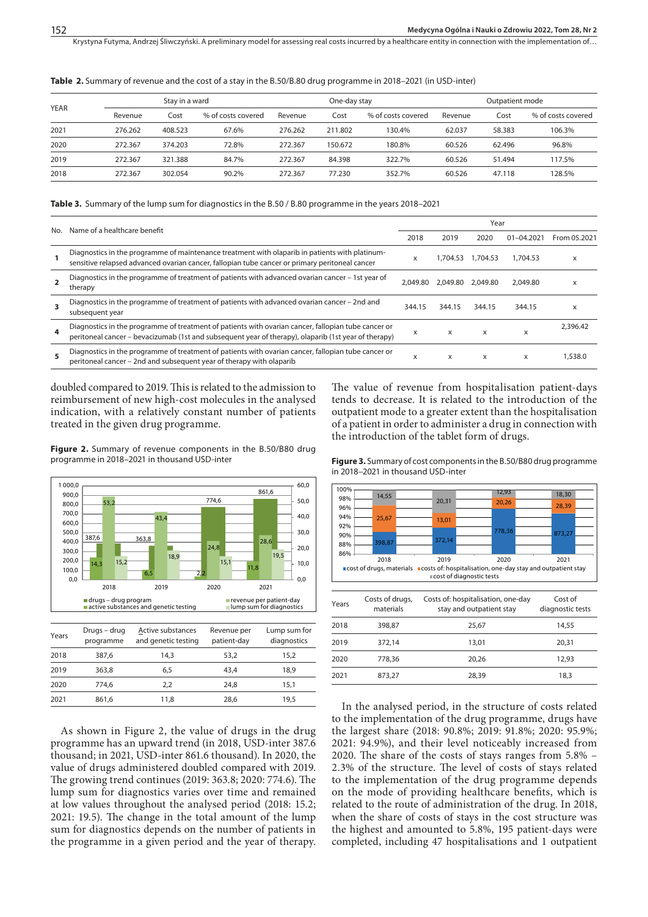**Table 2.** Summary of revenue and the cost of a stay in the B.50/B.80 drug programme in 2018–2021 (in USD-inter)

| YEAR | Stay in a ward | | | One-day stay | | | Outpatient mode | | |
|---|---|---|---|---|---|---|---|---|---|
| | Revenue | Cost | % of costs covered | Revenue | Cost | % of costs covered | Revenue | Cost | % of costs covered |
| 2021 | 276.262 | 408.523 | 67.6% | 276.262 | 211.802 | 130.4% | 62.037 | 58.383 | 106.3% |
| 2020 | 272.367 | 374.203 | 72.8% | 272.367 | 150.672 | 180.8% | 60.526 | 62.496 | 96.8% |
| 2019 | 272.367 | 321.388 | 84.7% | 272.367 | 84.398 | 322.7% | 60.526 | 51.494 | 117.5% |
| 2018 | 272.367 | 302.054 | 90.2% | 272.367 | 77.230 | 352.7% | 60.526 | 47.118 | 128.5% |

**Table 3.** Summary of the lump sum for diagnostics in the B.50 / B.80 programme in the years 2018–2021

| No. | Name of a healthcare benefit | Year | | | | |
|---|---|---|---|---|---|---|
| | | 2018 | 2019 | 2020 | 01–04.2021 | From 05.2021 |
| **1** | Diagnostics in the programme of maintenance treatment with olaparib in patients with platinum-sensitive relapsed advanced ovarian cancer, fallopian tube cancer or primary peritoneal cancer | x | 1,704.53 | 1,704.53 | 1,704.53 | x |
| **2** | Diagnostics in the programme of treatment of patients with advanced ovarian cancer – 1st year of therapy | 2,049.80 | 2,049.80 | 2,049.80 | 2,049.80 | x |
| **3** | Diagnostics in the programme of treatment of patients with advanced ovarian cancer – 2nd and subsequent year | 344.15 | 344.15 | 344.15 | 344.15 | x |
| **4** | Diagnostics in the programme of treatment of patients with ovarian cancer, fallopian tube cancer or peritoneal cancer – bevacizumab (1st and subsequent year of therapy), olaparib (1st year of therapy) | x | x | x | x | 2,396.42 |
| **5** | Diagnostics in the programme of treatment of patients with ovarian cancer, fallopian tube cancer or peritoneal cancer – 2nd and subsequent year of therapy with olaparib | x | x | x | x | 1,538.0 |

doubled compared to 2019. This is related to the admission to reimbursement of new high-cost molecules in the analysed indication, with a relatively constant number of patients treated in the given drug programme.

**Figure 2.** Summary of revenue components in the B.50/B80 drug programme in 2018–2021 in thousand USD-inter

| Years | Drugs – drug programme | Active substances and genetic testing | Revenue per patient-day | Lump sum for diagnostics |
|---|---|---|---|---|
| 2018 | 387,6 | 14,3 | 53,2 | 15,2 |
| 2019 | 363,8 | 6,5 | 43,4 | 18,9 |
| 2020 | 774,6 | 2,2 | 24,8 | 15,1 |
| 2021 | 861,6 | 11,8 | 28,6 | 19,5 |

As shown in Figure 2, the value of drugs in the drug programme has an upward trend (in 2018, USD-inter 387.6 thousand; in 2021, USD-inter 861.6 thousand). In 2020, the value of drugs administered doubled compared with 2019. The growing trend continues (2019: 363.8; 2020: 774.6). The lump sum for diagnostics varies over time and remained at low values throughout the analysed period (2018: 15.2; 2021: 19.5). The change in the total amount of the lump sum for diagnostics depends on the number of patients in the programme in a given period and the year of therapy.

The value of revenue from hospitalisation patient-days tends to decrease. It is related to the introduction of the outpatient mode to a greater extent than the hospitalisation of a patient in order to administer a drug in connection with the introduction of the tablet form of drugs.

**Figure 3.** Summary of cost components in the B.50/B80 drug programme in 2018–2021 in thousand USD-inter

| Years | Costs of drugs, materials | Costs of: hospitalisation, one-day stay and outpatient stay | Cost of diagnostic tests |
|---|---|---|---|
| 2018 | 398,87 | 25,67 | 14,55 |
| 2019 | 372,14 | 13,01 | 20,31 |
| 2020 | 778,36 | 20,26 | 12,93 |
| 2021 | 873,27 | 28,39 | 18,3 |

In the analysed period, in the structure of costs related to the implementation of the drug programme, drugs have the largest share (2018: 90.8%; 2019: 91.8%; 2020: 95.9%; 2021: 94.9%), and their level noticeably increased from 2020. The share of the costs of stays ranges from 5.8% – 2.3% of the structure. The level of costs of stays related to the implementation of the drug programme depends on the mode of providing healthcare benefits, which is related to the route of administration of the drug. In 2018, when the share of costs of stays in the cost structure was the highest and amounted to 5.8%, 195 patient-days were completed, including 47 hospitalisations and 1 outpatient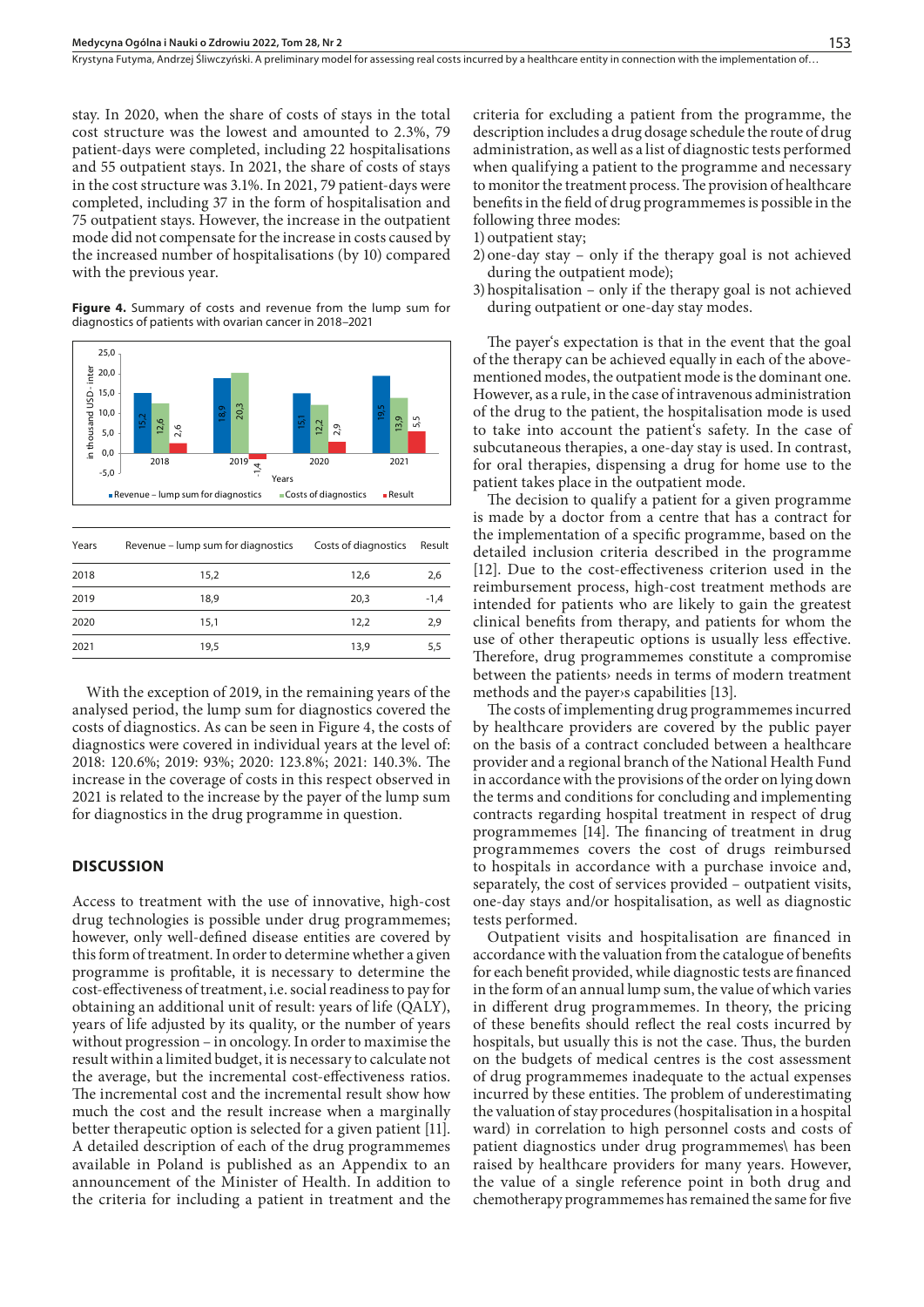stay. In 2020, when the share of costs of stays in the total cost structure was the lowest and amounted to 2.3%, 79 patient-days were completed, including 22 hospitalisations and 55 outpatient stays. In 2021, the share of costs of stays in the cost structure was 3.1%. In 2021, 79 patient-days were completed, including 37 in the form of hospitalisation and 75 outpatient stays. However, the increase in the outpatient mode did not compensate for the increase in costs caused by the increased number of hospitalisations (by 10) compared with the previous year.

**Figure 4.** Summary of costs and revenue from the lump sum for diagnostics of patients with ovarian cancer in 2018–2021

| Years | Revenue – lump sum for diagnostics | Costs of diagnostics | Result |
|---|---|---|---|
| 2018 | 15,2 | 12,6 | 2,6 |
| 2019 | 18,9 | 20,3 | -1,4 |
| 2020 | 15,1 | 12,2 | 2,9 |
| 2021 | 19,5 | 13,9 | 5,5 |

With the exception of 2019, in the remaining years of the analysed period, the lump sum for diagnostics covered the costs of diagnostics. As can be seen in Figure 4, the costs of diagnostics were covered in individual years at the level of: 2018: 120.6%; 2019: 93%; 2020: 123.8%; 2021: 140.3%. The increase in the coverage of costs in this respect observed in 2021 is related to the increase by the payer of the lump sum for diagnostics in the drug programme in question.

## DISCUSSION

Access to treatment with the use of innovative, high-cost drug technologies is possible under drug programmes; however, only well-defined disease entities are covered by this form of treatment. In order to determine whether a given programme is profitable, it is necessary to determine the cost-effectiveness of treatment, i.e. social readiness to pay for obtaining an additional unit of result: years of life (QALY), years of life adjusted by its quality, or the number of years without progression – in oncology. In order to maximise the result within a limited budget, it is necessary to calculate not the average, but the incremental cost-effectiveness ratios. The incremental cost and the incremental result show how much the cost and the result increase when a marginally better therapeutic option is selected for a given patient [11]. A detailed description of each of the drug programmes available in Poland is published as an Appendix to an announcement of the Minister of Health. In addition to the criteria for including a patient in treatment and the criteria for excluding a patient from the programme, the description includes a drug dosage schedule the route of drug administration, as well as a list of diagnostic tests performed when qualifying a patient to the programme and necessary to monitor the treatment process. The provision of healthcare benefits in the field of drug programmemes is possible in the following three modes:

1) outpatient stay;
2) one-day stay – only if the therapy goal is not achieved during the outpatient mode);
3) hospitalisation – only if the therapy goal is not achieved during outpatient or one-day stay modes.

The payer's expectation is that in the event that the goal of the therapy can be achieved equally in each of the above-mentioned modes, the outpatient mode is the dominant one. However, as a rule, in the case of intravenous administration of the drug to the patient, the hospitalisation mode is used to take into account the patient's safety. In the case of subcutaneous therapies, a one-day stay is used. In contrast, for oral therapies, dispensing a drug for home use to the patient takes place in the outpatient mode.

The decision to qualify a patient for a given programme is made by a doctor from a centre that has a contract for the implementation of a specific programme, based on the detailed inclusion criteria described in the programme [12]. Due to the cost-effectiveness criterion used in the reimbursement process, high-cost treatment methods are intended for patients who are likely to gain the greatest clinical benefits from therapy, and patients for whom the use of other therapeutic options is usually less effective. Therefore, drug programmemes constitute a compromise between the patients› needs in terms of modern treatment methods and the payer›s capabilities [13].

The costs of implementing drug programmemes incurred by healthcare providers are covered by the public payer on the basis of a contract concluded between a healthcare provider and a regional branch of the National Health Fund in accordance with the provisions of the order on lying down the terms and conditions for concluding and implementing contracts regarding hospital treatment in respect of drug programmemes [14]. The financing of treatment in drug programmemes covers the cost of drugs reimbursed to hospitals in accordance with a purchase invoice and, separately, the cost of services provided – outpatient visits, one-day stays and/or hospitalisation, as well as diagnostic tests performed.

Outpatient visits and hospitalisation are financed in accordance with the valuation from the catalogue of benefits for each benefit provided, while diagnostic tests are financed in the form of an annual lump sum, the value of which varies in different drug programmemes. In theory, the pricing of these benefits should reflect the real costs incurred by hospitals, but usually this is not the case. Thus, the burden on the budgets of medical centres is the cost assessment of drug programmemes inadequate to the actual expenses incurred by these entities. The problem of underestimating the valuation of stay procedures (hospitalisation in a hospital ward) in correlation to high personnel costs and costs of patient diagnostics under drug programmemes\ has been raised by healthcare providers for many years. However, the value of a single reference point in both drug and chemotherapy programmemes has remained the same for five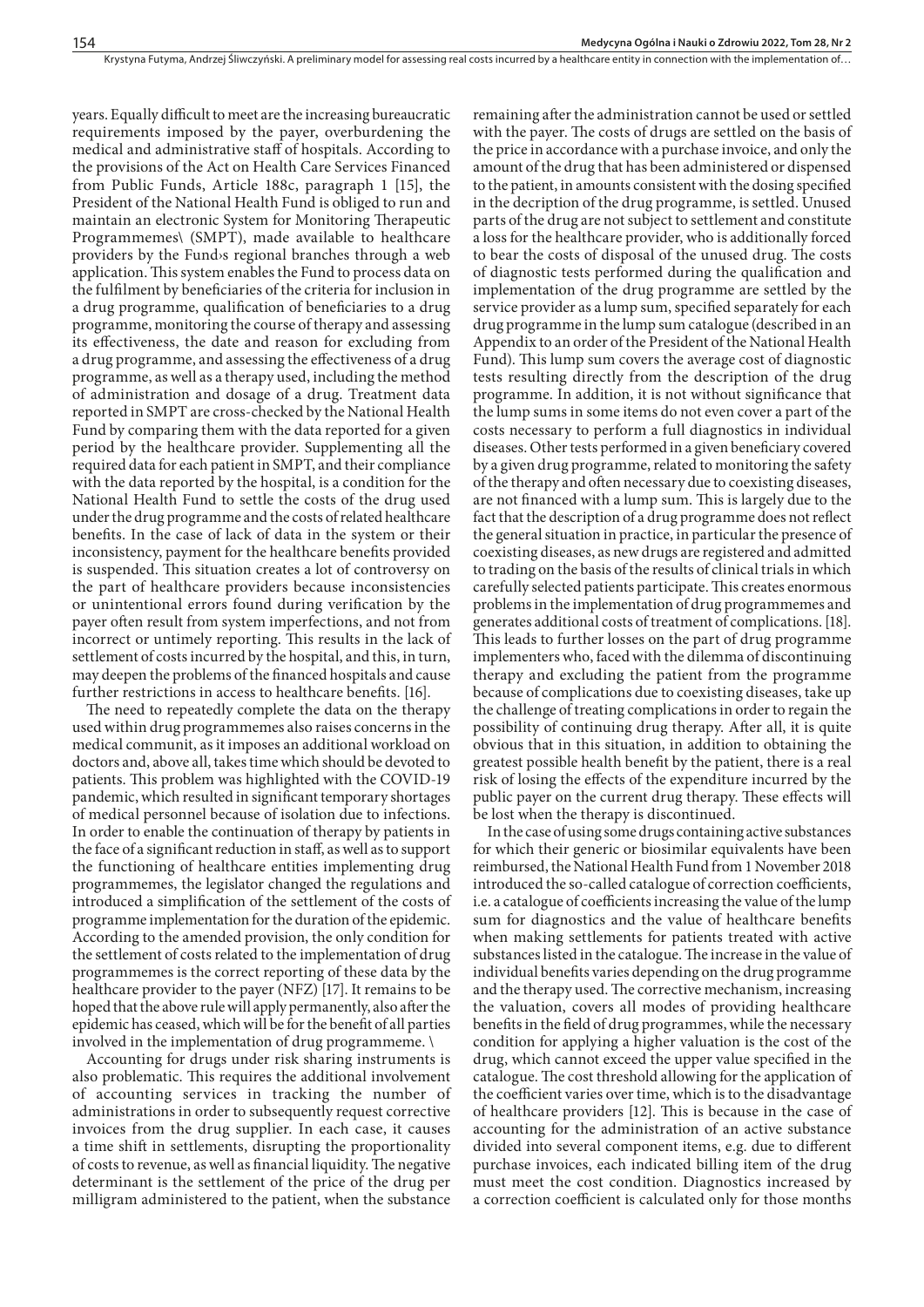years. Equally difficult to meet are the increasing bureaucratic requirements imposed by the payer, overburdening the medical and administrative staff of hospitals. According to the provisions of the Act on Health Care Services Financed from Public Funds, Article 188c, paragraph 1 [15], the President of the National Health Fund is obliged to run and maintain an electronic System for Monitoring Therapeutic Programmemes\ (SMPT), made available to healthcare providers by the Fund›s regional branches through a web application. This system enables the Fund to process data on the fulfilment by beneficiaries of the criteria for inclusion in a drug programme, qualification of beneficiaries to a drug programme, monitoring the course of therapy and assessing its effectiveness, the date and reason for excluding from a drug programme, and assessing the effectiveness of a drug programme, as well as a therapy used, including the method of administration and dosage of a drug. Treatment data reported in SMPT are cross-checked by the National Health Fund by comparing them with the data reported for a given period by the healthcare provider. Supplementing all the required data for each patient in SMPT, and their compliance with the data reported by the hospital, is a condition for the National Health Fund to settle the costs of the drug used under the drug programme and the costs of related healthcare benefits. In the case of lack of data in the system or their inconsistency, payment for the healthcare benefits provided is suspended. This situation creates a lot of controversy on the part of healthcare providers because inconsistencies or unintentional errors found during verification by the payer often result from system imperfections, and not from incorrect or untimely reporting. This results in the lack of settlement of costs incurred by the hospital, and this, in turn, may deepen the problems of the financed hospitals and cause further restrictions in access to healthcare benefits. [16].

The need to repeatedly complete the data on the therapy used within drug programmemes also raises concerns in the medical communit, as it imposes an additional workload on doctors and, above all, takes time which should be devoted to patients. This problem was highlighted with the COVID-19 pandemic, which resulted in significant temporary shortages of medical personnel because of isolation due to infections. In order to enable the continuation of therapy by patients in the face of a significant reduction in staff, as well as to support the functioning of healthcare entities implementing drug programmemes, the legislator changed the regulations and introduced a simplification of the settlement of the costs of programme implementation for the duration of the epidemic. According to the amended provision, the only condition for the settlement of costs related to the implementation of drug programmemes is the correct reporting of these data by the healthcare provider to the payer (NFZ) [17]. It remains to be hoped that the above rule will apply permanently, also after the epidemic has ceased, which will be for the benefit of all parties involved in the implementation of drug programmeme. \

Accounting for drugs under risk sharing instruments is also problematic. This requires the additional involvement of accounting services in tracking the number of administrations in order to subsequently request corrective invoices from the drug supplier. In each case, it causes a time shift in settlements, disrupting the proportionality of costs to revenue, as well as financial liquidity. The negative determinant is the settlement of the price of the drug per milligram administered to the patient, when the substance remaining after the administration cannot be used or settled with the payer. The costs of drugs are settled on the basis of the price in accordance with a purchase invoice, and only the amount of the drug that has been administered or dispensed to the patient, in amounts consistent with the dosing specified in the decription of the drug programme, is settled. Unused parts of the drug are not subject to settlement and constitute a loss for the healthcare provider, who is additionally forced to bear the costs of disposal of the unused drug. The costs of diagnostic tests performed during the qualification and implementation of the drug programme are settled by the service provider as a lump sum, specified separately for each drug programme in the lump sum catalogue (described in an Appendix to an order of the President of the National Health Fund). This lump sum covers the average cost of diagnostic tests resulting directly from the description of the drug programme. In addition, it is not without significance that the lump sums in some items do not even cover a part of the costs necessary to perform a full diagnostics in individual diseases. Other tests performed in a given beneficiary covered by a given drug programme, related to monitoring the safety of the therapy and often necessary due to coexisting diseases, are not financed with a lump sum. This is largely due to the fact that the description of a drug programme does not reflect the general situation in practice, in particular the presence of coexisting diseases, as new drugs are registered and admitted to trading on the basis of the results of clinical trials in which carefully selected patients participate. This creates enormous problems in the implementation of drug programmemes and generates additional costs of treatment of complications. [18]. This leads to further losses on the part of drug programme implementers who, faced with the dilemma of discontinuing therapy and excluding the patient from the programme because of complications due to coexisting diseases, take up the challenge of treating complications in order to regain the possibility of continuing drug therapy. After all, it is quite obvious that in this situation, in addition to obtaining the greatest possible health benefit by the patient, there is a real risk of losing the effects of the expenditure incurred by the public payer on the current drug therapy. These effects will be lost when the therapy is discontinued.

In the case of using some drugs containing active substances for which their generic or biosimilar equivalents have been reimbursed, the National Health Fund from 1 November 2018 introduced the so-called catalogue of correction coefficients, i.e. a catalogue of coefficients increasing the value of the lump sum for diagnostics and the value of healthcare benefits when making settlements for patients treated with active substances listed in the catalogue. The increase in the value of individual benefits varies depending on the drug programme and the therapy used. The corrective mechanism, increasing the valuation, covers all modes of providing healthcare benefits in the field of drug programmes, while the necessary condition for applying a higher valuation is the cost of the drug, which cannot exceed the upper value specified in the catalogue. The cost threshold allowing for the application of the coefficient varies over time, which is to the disadvantage of healthcare providers [12]. This is because in the case of accounting for the administration of an active substance divided into several component items, e.g. due to different purchase invoices, each indicated billing item of the drug must meet the cost condition. Diagnostics increased by a correction coefficient is calculated only for those months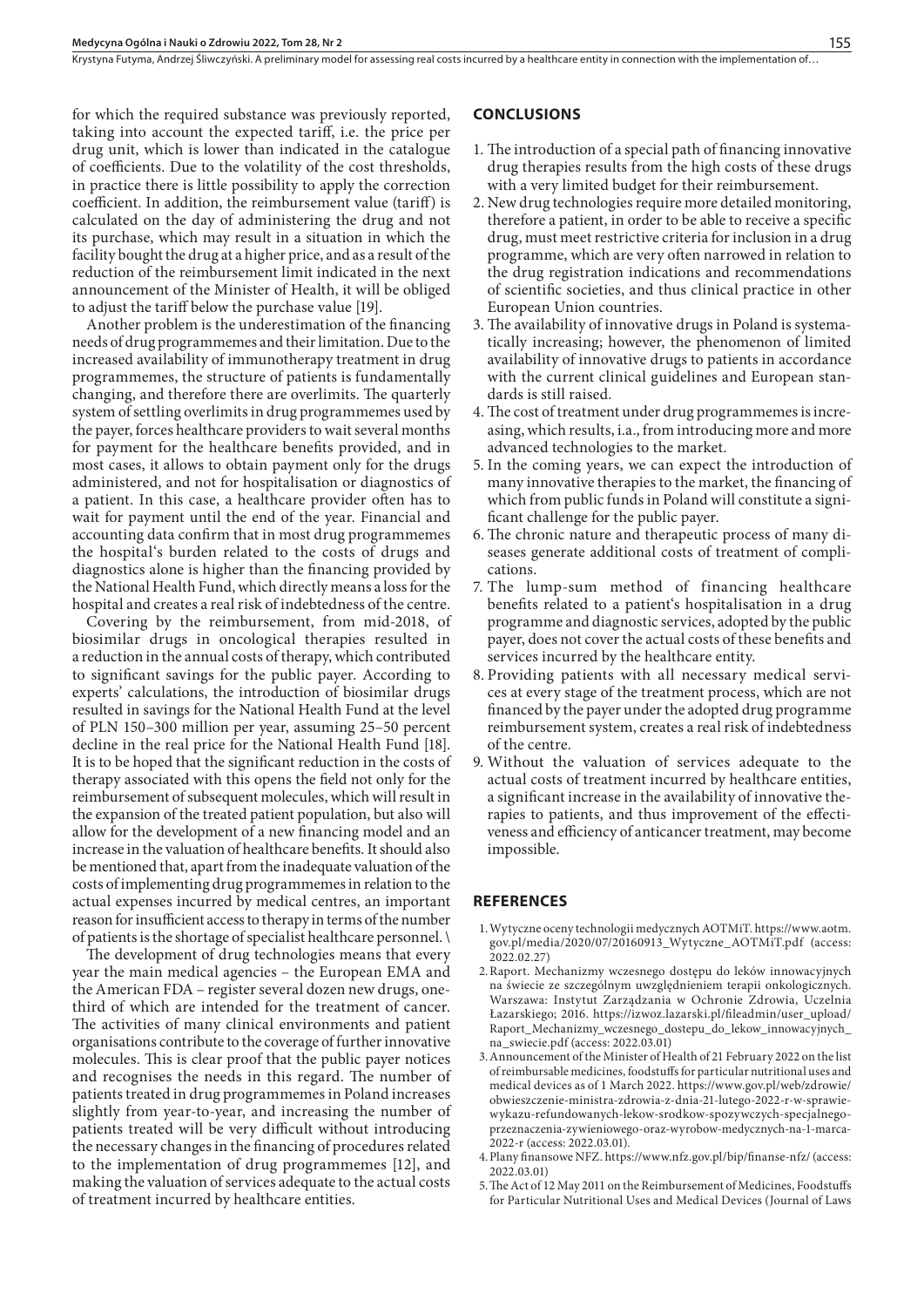for which the required substance was previously reported, taking into account the expected tariff, i.e. the price per drug unit, which is lower than indicated in the catalogue of coefficients. Due to the volatility of the cost thresholds, in practice there is little possibility to apply the correction coefficient. In addition, the reimbursement value (tariff) is calculated on the day of administering the drug and not its purchase, which may result in a situation in which the facility bought the drug at a higher price, and as a result of the reduction of the reimbursement limit indicated in the next announcement of the Minister of Health, it will be obliged to adjust the tariff below the purchase value [19].

Another problem is the underestimation of the financing needs of drug programmemes and their limitation. Due to the increased availability of immunotherapy treatment in drug programmemes, the structure of patients is fundamentally changing, and therefore there are overlimits. The quarterly system of settling overlimits in drug programmemes used by the payer, forces healthcare providers to wait several months for payment for the healthcare benefits provided, and in most cases, it allows to obtain payment only for the drugs administered, and not for hospitalisation or diagnostics of a patient. In this case, a healthcare provider often has to wait for payment until the end of the year. Financial and accounting data confirm that in most drug programmemes the hospital's burden related to the costs of drugs and diagnostics alone is higher than the financing provided by the National Health Fund, which directly means a loss for the hospital and creates a real risk of indebtedness of the centre.

Covering by the reimbursement, from mid-2018, of biosimilar drugs in oncological therapies resulted in a reduction in the annual costs of therapy, which contributed to significant savings for the public payer. According to experts' calculations, the introduction of biosimilar drugs resulted in savings for the National Health Fund at the level of PLN 150–300 million per year, assuming 25–50 percent decline in the real price for the National Health Fund [18]. It is to be hoped that the significant reduction in the costs of therapy associated with this opens the field not only for the reimbursement of subsequent molecules, which will result in the expansion of the treated patient population, but also will allow for the development of a new financing model and an increase in the valuation of healthcare benefits. It should also be mentioned that, apart from the inadequate valuation of the costs of implementing drug programmemes in relation to the actual expenses incurred by medical centres, an important reason for insufficient access to therapy in terms of the number of patients is the shortage of specialist healthcare personnel. \

The development of drug technologies means that every year the main medical agencies – the European EMA and the American FDA – register several dozen new drugs, one-third of which are intended for the treatment of cancer. The activities of many clinical environments and patient organisations contribute to the coverage of further innovative molecules. This is clear proof that the public payer notices and recognises the needs in this regard. The number of patients treated in drug programmemes in Poland increases slightly from year-to-year, and increasing the number of patients treated will be very difficult without introducing the necessary changes in the financing of procedures related to the implementation of drug programmemes [12], and making the valuation of services adequate to the actual costs of treatment incurred by healthcare entities.

## CONCLUSIONS

1. The introduction of a special path of financing innovative drug therapies results from the high costs of these drugs with a very limited budget for their reimbursement.
2. New drug technologies require more detailed monitoring, therefore a patient, in order to be able to receive a specific drug, must meet restrictive criteria for inclusion in a drug programme, which are very often narrowed in relation to the drug registration indications and recommendations of scientific societies, and thus clinical practice in other European Union countries.
3. The availability of innovative drugs in Poland is systematically increasing; however, the phenomenon of limited availability of innovative drugs to patients in accordance with the current clinical guidelines and European standards is still raised.
4. The cost of treatment under drug programmemes is increasing, which results, i.a., from introducing more and more advanced technologies to the market.
5. In the coming years, we can expect the introduction of many innovative therapies to the market, the financing of which from public funds in Poland will constitute a significant challenge for the public payer.
6. The chronic nature and therapeutic process of many diseases generate additional costs of treatment of complications.
7. The lump-sum method of financing healthcare benefits related to a patient's hospitalisation in a drug programme and diagnostic services, adopted by the public payer, does not cover the actual costs of these benefits and services incurred by the healthcare entity.
8. Providing patients with all necessary medical services at every stage of the treatment process, which are not financed by the payer under the adopted drug programme reimbursement system, creates a real risk of indebtedness of the centre.
9. Without the valuation of services adequate to the actual costs of treatment incurred by healthcare entities, a significant increase in the availability of innovative therapies to patients, and thus improvement of the effectiveness and efficiency of anticancer treatment, may become impossible.

## REFERENCES

1. Wytyczne oceny technologii medycznych AOTMiT. https://www.aotm.gov.pl/media/2020/07/20160913_Wytyczne_AOTMiT.pdf (access: 2022.02.27)
2. Raport. Mechanizmy wczesnego dostępu do leków innowacyjnych na świecie ze szczególnym uwzględnieniem terapii onkologicznych. Warszawa: Instytut Zarządzania w Ochronie Zdrowia, Uczelnia Łazarskiego; 2016. https://izwoz.lazarski.pl/fileadmin/user_upload/Raport_Mechanizmy_wczesnego_dostepu_do_lekow_innowacyjnych_na_swiecie.pdf (access: 2022.03.01)
3. Announcement of the Minister of Health of 21 February 2022 on the list of reimbursable medicines, foodstuffs for particular nutritional uses and medical devices as of 1 March 2022. https://www.gov.pl/web/zdrowie/obwieszczenie-ministra-zdrowia-z-dnia-21-lutego-2022-r-w-sprawie-wykazu-refundowanych-lekow-srodkow-spozywczych-specjalnego-przeznaczenia-zywieniowego-oraz-wyrobow-medycznych-na-1-marca-2022-r (access: 2022.03.01).
4. Plany finansowe NFZ. https://www.nfz.gov.pl/bip/finanse-nfz/ (access: 2022.03.01)
5. The Act of 12 May 2011 on the Reimbursement of Medicines, Foodstuffs for Particular Nutritional Uses and Medical Devices (Journal of Laws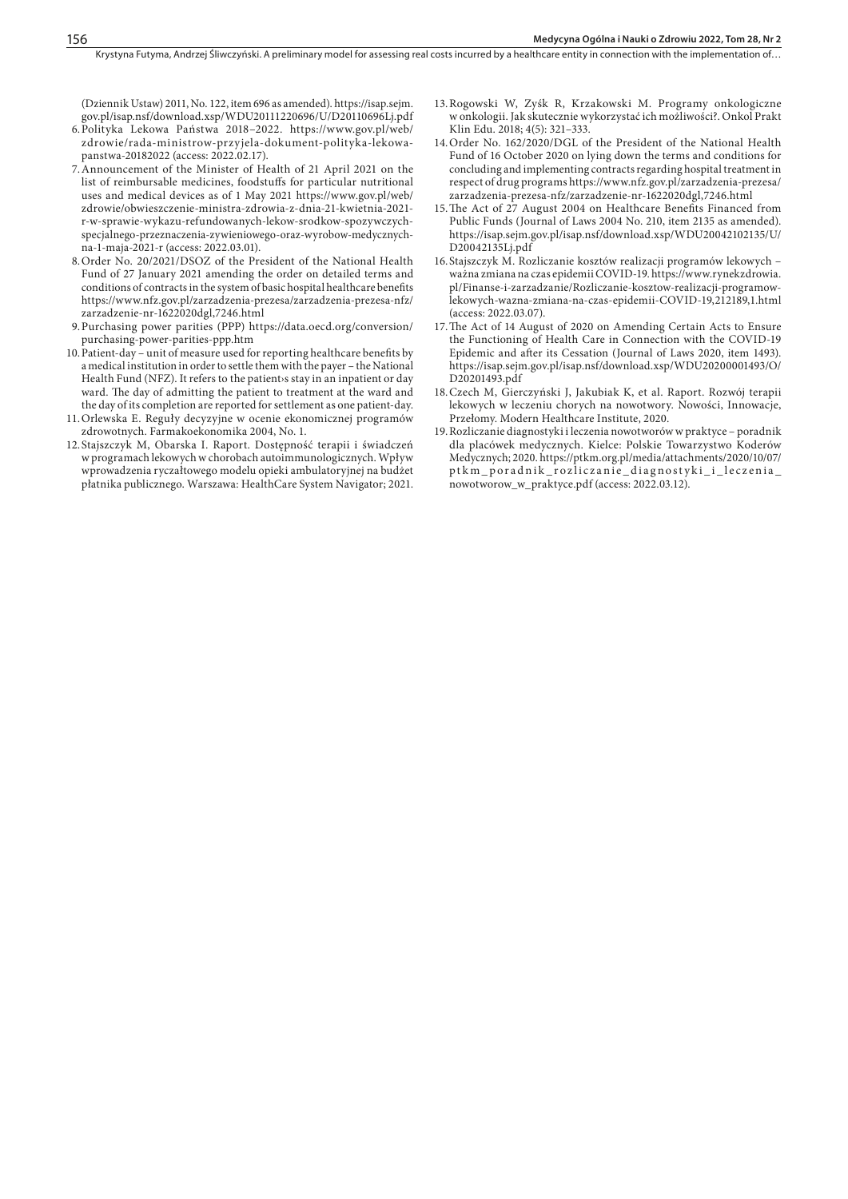(Dziennik Ustaw) 2011, No. 122, item 696 as amended). https://isap.sejm.gov.pl/isap.nsf/download.xsp/WDU20111220696/U/D20110696Lj.pdf

6. Polityka Lekowa Państwa 2018–2022. https://www.gov.pl/web/zdrowie/rada-ministrow-przyjela-dokument-polityka-lekowa-panstwa-20182022 (access: 2022.02.17).
7. Announcement of the Minister of Health of 21 April 2021 on the list of reimbursable medicines, foodstuffs for particular nutritional uses and medical devices as of 1 May 2021 https://www.gov.pl/web/zdrowie/obwieszczenie-ministra-zdrowia-z-dnia-21-kwietnia-2021-r-w-sprawie-wykazu-refundowanych-lekow-srodkow-spozywczych-specjalnego-przeznaczenia-zywieniowego-oraz-wyrobow-medycznych-na-1-maja-2021-r (access: 2022.03.01).
8. Order No. 20/2021/DSOZ of the President of the National Health Fund of 27 January 2021 amending the order on detailed terms and conditions of contracts in the system of basic hospital healthcare benefits https://www.nfz.gov.pl/zarzadzenia-prezesa/zarzadzenia-prezesa-nfz/zarzadzenie-nr-1622020dgl,7246.html
9. Purchasing power parities (PPP) https://data.oecd.org/conversion/purchasing-power-parities-ppp.htm
10. Patient-day – unit of measure used for reporting healthcare benefits by a medical institution in order to settle them with the payer – the National Health Fund (NFZ). It refers to the patient›s stay in an inpatient or day ward. The day of admitting the patient to treatment at the ward and the day of its completion are reported for settlement as one patient-day.
11. Orlewska E. Reguły decyzyjne w ocenie ekonomicznej programów zdrowotnych. Farmakoekonomika 2004, No. 1.
12. Stajszczyk M, Obarska I. Raport. Dostępność terapii i świadczeń w programach lekowych w chorobach autoimmunologicznych. Wpływ wprowadzenia ryczałtowego modelu opieki ambulatoryjnej na budżet płatnika publicznego. Warszawa: HealthCare System Navigator; 2021.
13. Rogowski W, Zyśk R, Krzakowski M. Programy onkologiczne w onkologii. Jak skutecznie wykorzystać ich możliwości?. Onkol Prakt Klin Edu. 2018; 4(5): 321–333.
14. Order No. 162/2020/DGL of the President of the National Health Fund of 16 October 2020 on lying down the terms and conditions for concluding and implementing contracts regarding hospital treatment in respect of drug programs https://www.nfz.gov.pl/zarzadzenia-prezesa/zarzadzenia-prezesa-nfz/zarzadzenie-nr-1622020dgl,7246.html
15. The Act of 27 August 2004 on Healthcare Benefits Financed from Public Funds (Journal of Laws 2004 No. 210, item 2135 as amended). https://isap.sejm.gov.pl/isap.nsf/download.xsp/WDU20042102135/U/D20042135Lj.pdf
16. Stajszczyk M. Rozliczanie kosztów realizacji programów lekowych – ważna zmiana na czas epidemii COVID-19. https://www.rynekzdrowia.pl/Finanse-i-zarzadzanie/Rozliczanie-kosztow-realizacji-programow-lekowych-wazna-zmiana-na-czas-epidemii-COVID-19,212189,1.html (access: 2022.03.07).
17. The Act of 14 August of 2020 on Amending Certain Acts to Ensure the Functioning of Health Care in Connection with the COVID-19 Epidemic and after its Cessation (Journal of Laws 2020, item 1493). https://isap.sejm.gov.pl/isap.nsf/download.xsp/WDU20200001493/O/D20201493.pdf
18. Czech M, Gierczyński J, Jakubiak K, et al. Raport. Rozwój terapii lekowych w leczeniu chorych na nowotwory. Nowości, Innowacje, Przełomy. Modern Healthcare Institute, 2020.
19. Rozliczanie diagnostyki i leczenia nowotworów w praktyce – poradnik dla placówek medycznych. Kielce: Polskie Towarzystwo Koderów Medycznych; 2020. https://ptkm.org.pl/media/attachments/2020/10/07/ptkm_poradnik_rozliczanie_diagnostyki_i_leczenia_nowotworow_w_praktyce.pdf (access: 2022.03.12).